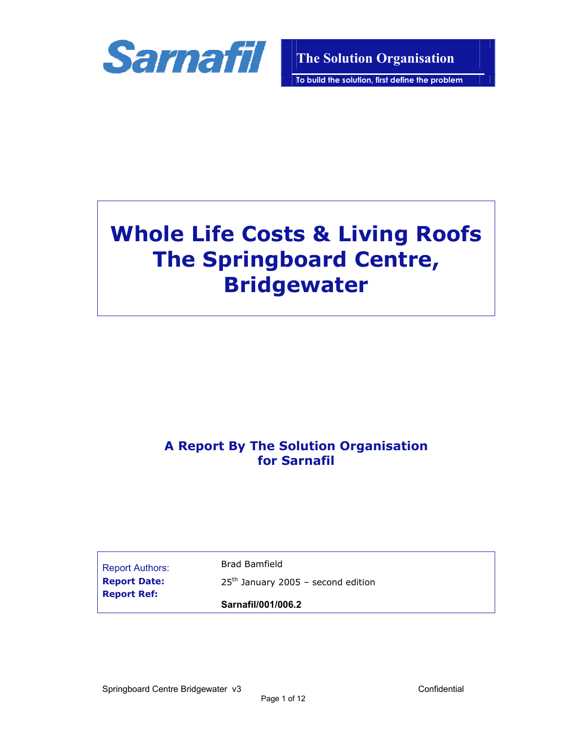Sarnafil

**The Solution Organisation**

**To build the solution, first define the problem**

# Whole Life Costs & Living Roofs The Springboard Centre, Bridgewater

**A Report By The Solution Organisation for Sarnafil**

| | |
|---|---|
| Report Authors: | Brad Bamfield |
| **Report Date:** | 25th January 2005 – second edition |
| **Report Ref:** | **Sarnafil/001/006.2** |

Springboard Centre Bridgewater v3

Confidential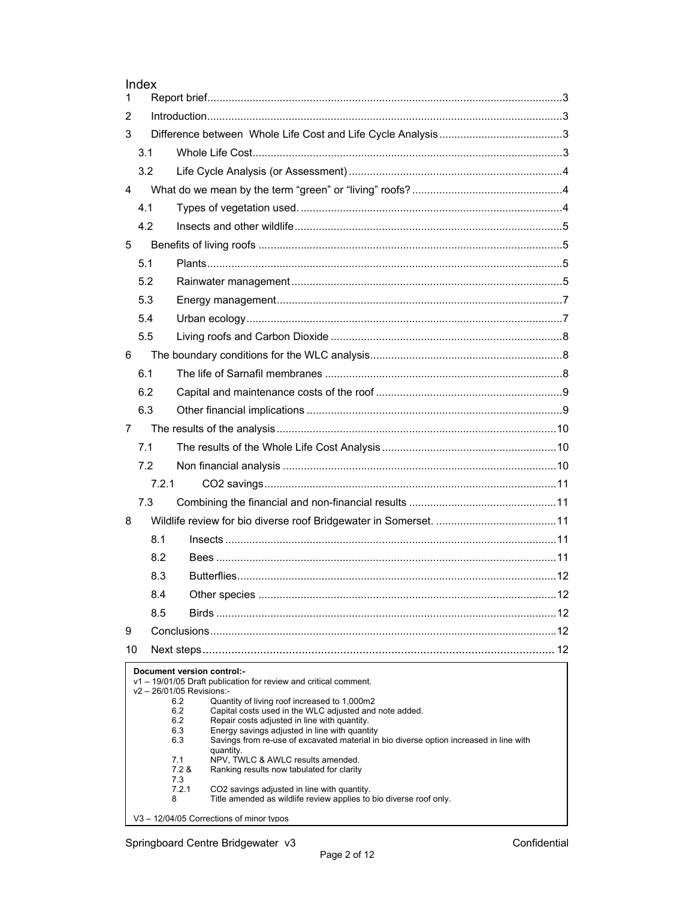# Index

| | | |
|---|---|---|
| 1 | Report brief | 3 |
| 2 | Introduction | 3 |
| 3 | Difference between Whole Life Cost and Life Cycle Analysis | 3 |
| 3.1 | Whole Life Cost | 3 |
| 3.2 | Life Cycle Analysis (or Assessment) | 4 |
| 4 | What do we mean by the term “green” or “living” roofs? | 4 |
| 4.1 | Types of vegetation used. | 4 |
| 4.2 | Insects and other wildlife | 5 |
| 5 | Benefits of living roofs | 5 |
| 5.1 | Plants | 5 |
| 5.2 | Rainwater management | 5 |
| 5.3 | Energy management | 7 |
| 5.4 | Urban ecology | 7 |
| 5.5 | Living roofs and Carbon Dioxide | 8 |
| 6 | The boundary conditions for the WLC analysis | 8 |
| 6.1 | The life of Sarnafil membranes | 8 |
| 6.2 | Capital and maintenance costs of the roof | 9 |
| 6.3 | Other financial implications | 9 |
| 7 | The results of the analysis | 10 |
| 7.1 | The results of the Whole Life Cost Analysis | 10 |
| 7.2 | Non financial analysis | 10 |
| 7.2.1 | CO2 savings | 11 |
| 7.3 | Combining the financial and non-financial results | 11 |
| 8 | Wildlife review for bio diverse roof Bridgewater in Somerset. | 11 |
| 8.1 | Insects | 11 |
| 8.2 | Bees | 11 |
| 8.3 | Butterflies | 12 |
| 8.4 | Other species | 12 |
| 8.5 | Birds | 12 |
| 9 | Conclusions | 12 |
| 10 | Next steps | 12 |

**Document version control:-**

v1 – 19/01/05 Draft publication for review and critical comment.

v2 – 26/01/05 Revisions:-

| | |
|---|---|
| 6.2 | Quantity of living roof increased to 1,000m2 |
| 6.2 | Capital costs used in the WLC adjusted and note added. |
| 6.2 | Repair costs adjusted in line with quantity. |
| 6.3 | Energy savings adjusted in line with quantity |
| 6.3 | Savings from re-use of excavated material in bio diverse option increased in line with quantity. |
| 7.1 | NPV, TWLC & AWLC results amended. |
| 7.2 & 7.3 | Ranking results now tabulated for clarity |
| 7.2.1 | CO2 savings adjusted in line with quantity. |
| 8 | Title amended as wildlife review applies to bio diverse roof only. |

V3 – 12/04/05 Corrections of minor typos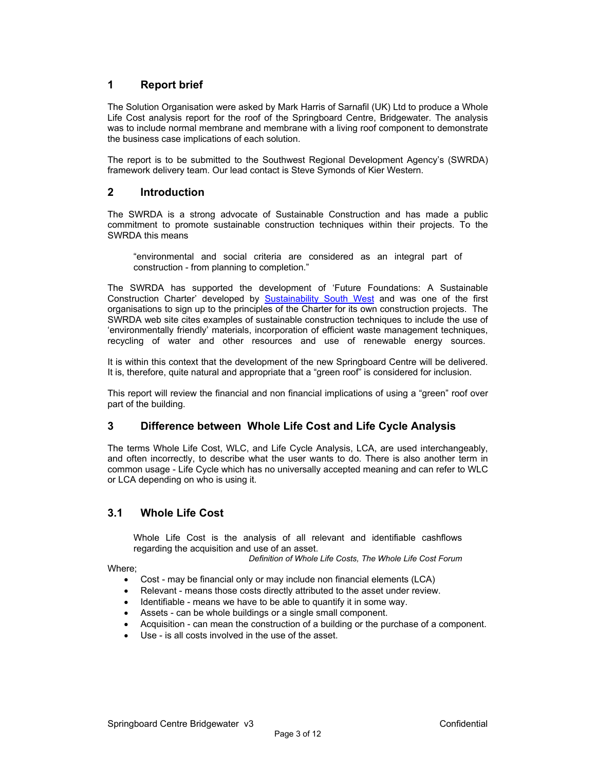## 1 Report brief

The Solution Organisation were asked by Mark Harris of Sarnafil (UK) Ltd to produce a Whole Life Cost analysis report for the roof of the Springboard Centre, Bridgewater. The analysis was to include normal membrane and membrane with a living roof component to demonstrate the business case implications of each solution.

The report is to be submitted to the Southwest Regional Development Agency's (SWRDA) framework delivery team. Our lead contact is Steve Symonds of Kier Western.

## 2 Introduction

The SWRDA is a strong advocate of Sustainable Construction and has made a public commitment to promote sustainable construction techniques within their projects. To the SWRDA this means

> "environmental and social criteria are considered as an integral part of construction - from planning to completion."

The SWRDA has supported the development of 'Future Foundations: A Sustainable Construction Charter' developed by Sustainability South West and was one of the first organisations to sign up to the principles of the Charter for its own construction projects. The SWRDA web site cites examples of sustainable construction techniques to include the use of 'environmentally friendly' materials, incorporation of efficient waste management techniques, recycling of water and other resources and use of renewable energy sources.

It is within this context that the development of the new Springboard Centre will be delivered. It is, therefore, quite natural and appropriate that a "green roof" is considered for inclusion.

This report will review the financial and non financial implications of using a "green" roof over part of the building.

## 3 Difference between Whole Life Cost and Life Cycle Analysis

The terms Whole Life Cost, WLC, and Life Cycle Analysis, LCA, are used interchangeably, and often incorrectly, to describe what the user wants to do. There is also another term in common usage - Life Cycle which has no universally accepted meaning and can refer to WLC or LCA depending on who is using it.

### 3.1 Whole Life Cost

> Whole Life Cost is the analysis of all relevant and identifiable cashflows regarding the acquisition and use of an asset.
>
> *Definition of Whole Life Costs, The Whole Life Cost Forum*

Where;

- Cost - may be financial only or may include non financial elements (LCA)
- Relevant - means those costs directly attributed to the asset under review.
- Identifiable - means we have to be able to quantify it in some way.
- Assets - can be whole buildings or a single small component.
- Acquisition - can mean the construction of a building or the purchase of a component.
- Use - is all costs involved in the use of the asset.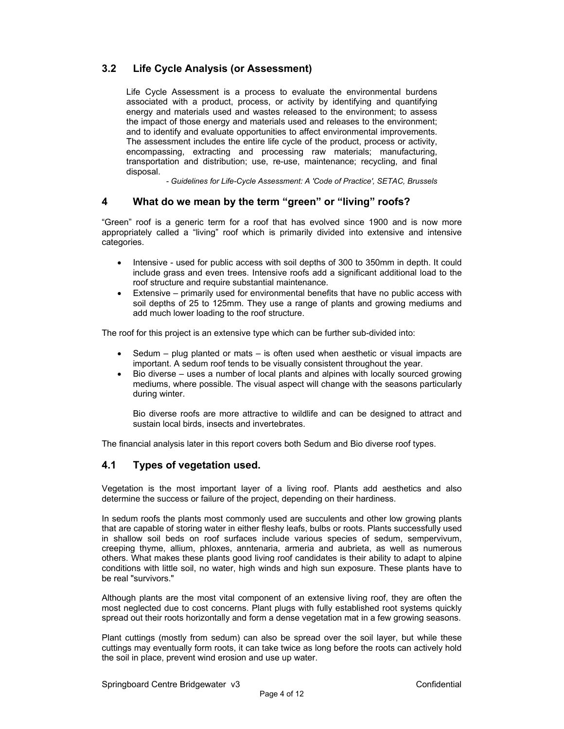## 3.2 Life Cycle Analysis (or Assessment)

Life Cycle Assessment is a process to evaluate the environmental burdens associated with a product, process, or activity by identifying and quantifying energy and materials used and wastes released to the environment; to assess the impact of those energy and materials used and releases to the environment; and to identify and evaluate opportunities to affect environmental improvements. The assessment includes the entire life cycle of the product, process or activity, encompassing, extracting and processing raw materials; manufacturing, transportation and distribution; use, re-use, maintenance; recycling, and final disposal.

*- Guidelines for Life-Cycle Assessment: A 'Code of Practice', SETAC, Brussels*

# 4 What do we mean by the term "green" or "living" roofs?

"Green" roof is a generic term for a roof that has evolved since 1900 and is now more appropriately called a "living" roof which is primarily divided into extensive and intensive categories.

- Intensive - used for public access with soil depths of 300 to 350mm in depth. It could include grass and even trees. Intensive roofs add a significant additional load to the roof structure and require substantial maintenance.
- Extensive – primarily used for environmental benefits that have no public access with soil depths of 25 to 125mm. They use a range of plants and growing mediums and add much lower loading to the roof structure.

The roof for this project is an extensive type which can be further sub-divided into:

- Sedum – plug planted or mats – is often used when aesthetic or visual impacts are important. A sedum roof tends to be visually consistent throughout the year.
- Bio diverse – uses a number of local plants and alpines with locally sourced growing mediums, where possible. The visual aspect will change with the seasons particularly during winter.

  Bio diverse roofs are more attractive to wildlife and can be designed to attract and sustain local birds, insects and invertebrates.

The financial analysis later in this report covers both Sedum and Bio diverse roof types.

## 4.1 Types of vegetation used.

Vegetation is the most important layer of a living roof. Plants add aesthetics and also determine the success or failure of the project, depending on their hardiness.

In sedum roofs the plants most commonly used are succulents and other low growing plants that are capable of storing water in either fleshy leafs, bulbs or roots. Plants successfully used in shallow soil beds on roof surfaces include various species of sedum, sempervivum, creeping thyme, allium, phloxes, anntenaria, armeria and aubrieta, as well as numerous others. What makes these plants good living roof candidates is their ability to adapt to alpine conditions with little soil, no water, high winds and high sun exposure. These plants have to be real "survivors."

Although plants are the most vital component of an extensive living roof, they are often the most neglected due to cost concerns. Plant plugs with fully established root systems quickly spread out their roots horizontally and form a dense vegetation mat in a few growing seasons.

Plant cuttings (mostly from sedum) can also be spread over the soil layer, but while these cuttings may eventually form roots, it can take twice as long before the roots can actively hold the soil in place, prevent wind erosion and use up water.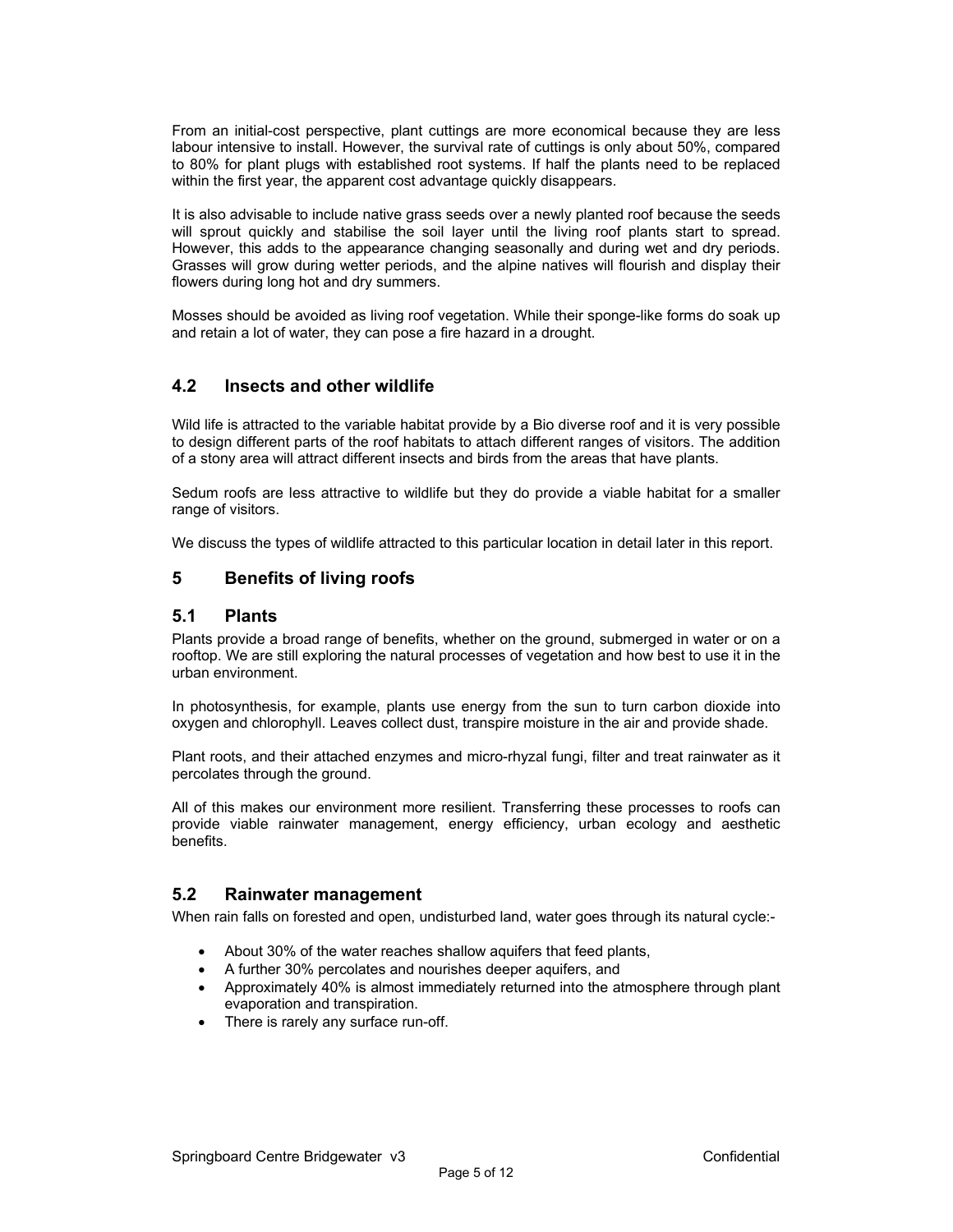From an initial-cost perspective, plant cuttings are more economical because they are less labour intensive to install. However, the survival rate of cuttings is only about 50%, compared to 80% for plant plugs with established root systems. If half the plants need to be replaced within the first year, the apparent cost advantage quickly disappears.

It is also advisable to include native grass seeds over a newly planted roof because the seeds will sprout quickly and stabilise the soil layer until the living roof plants start to spread. However, this adds to the appearance changing seasonally and during wet and dry periods. Grasses will grow during wetter periods, and the alpine natives will flourish and display their flowers during long hot and dry summers.

Mosses should be avoided as living roof vegetation. While their sponge-like forms do soak up and retain a lot of water, they can pose a fire hazard in a drought.

### 4.2 Insects and other wildlife

Wild life is attracted to the variable habitat provide by a Bio diverse roof and it is very possible to design different parts of the roof habitats to attach different ranges of visitors. The addition of a stony area will attract different insects and birds from the areas that have plants.

Sedum roofs are less attractive to wildlife but they do provide a viable habitat for a smaller range of visitors.

We discuss the types of wildlife attracted to this particular location in detail later in this report.

## 5 Benefits of living roofs

### 5.1 Plants

Plants provide a broad range of benefits, whether on the ground, submerged in water or on a rooftop. We are still exploring the natural processes of vegetation and how best to use it in the urban environment.

In photosynthesis, for example, plants use energy from the sun to turn carbon dioxide into oxygen and chlorophyll. Leaves collect dust, transpire moisture in the air and provide shade.

Plant roots, and their attached enzymes and micro-rhyzal fungi, filter and treat rainwater as it percolates through the ground.

All of this makes our environment more resilient. Transferring these processes to roofs can provide viable rainwater management, energy efficiency, urban ecology and aesthetic benefits.

### 5.2 Rainwater management

When rain falls on forested and open, undisturbed land, water goes through its natural cycle:-

- About 30% of the water reaches shallow aquifers that feed plants,
- A further 30% percolates and nourishes deeper aquifers, and
- Approximately 40% is almost immediately returned into the atmosphere through plant evaporation and transpiration.
- There is rarely any surface run-off.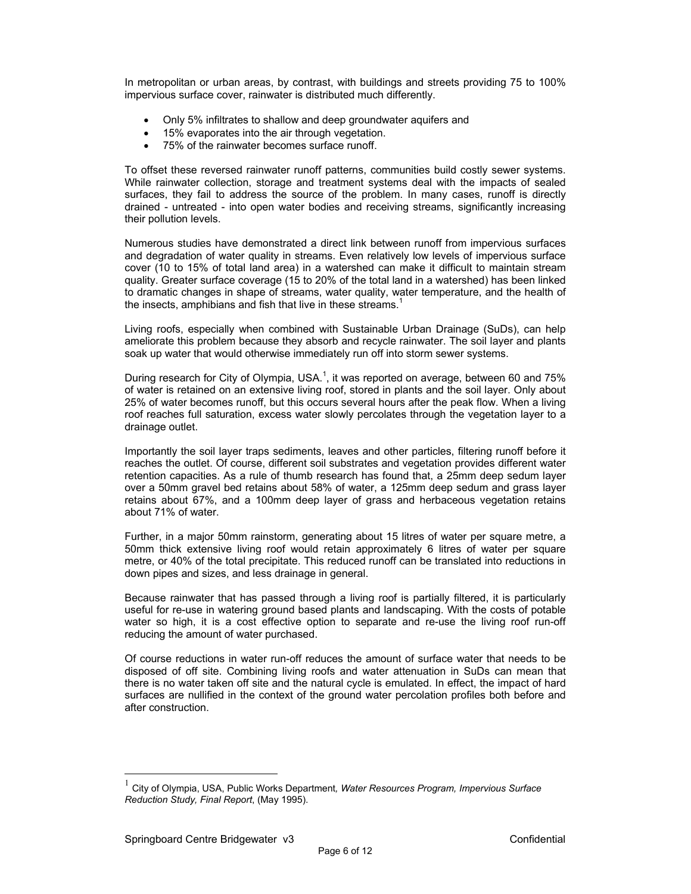In metropolitan or urban areas, by contrast, with buildings and streets providing 75 to 100% impervious surface cover, rainwater is distributed much differently.

- Only 5% infiltrates to shallow and deep groundwater aquifers and
- 15% evaporates into the air through vegetation.
- 75% of the rainwater becomes surface runoff.

To offset these reversed rainwater runoff patterns, communities build costly sewer systems. While rainwater collection, storage and treatment systems deal with the impacts of sealed surfaces, they fail to address the source of the problem. In many cases, runoff is directly drained - untreated - into open water bodies and receiving streams, significantly increasing their pollution levels.

Numerous studies have demonstrated a direct link between runoff from impervious surfaces and degradation of water quality in streams. Even relatively low levels of impervious surface cover (10 to 15% of total land area) in a watershed can make it difficult to maintain stream quality. Greater surface coverage (15 to 20% of the total land in a watershed) has been linked to dramatic changes in shape of streams, water quality, water temperature, and the health of the insects, amphibians and fish that live in these streams.[1]

Living roofs, especially when combined with Sustainable Urban Drainage (SuDs), can help ameliorate this problem because they absorb and recycle rainwater. The soil layer and plants soak up water that would otherwise immediately run off into storm sewer systems.

During research for City of Olympia, USA.[1], it was reported on average, between 60 and 75% of water is retained on an extensive living roof, stored in plants and the soil layer. Only about 25% of water becomes runoff, but this occurs several hours after the peak flow. When a living roof reaches full saturation, excess water slowly percolates through the vegetation layer to a drainage outlet.

Importantly the soil layer traps sediments, leaves and other particles, filtering runoff before it reaches the outlet. Of course, different soil substrates and vegetation provides different water retention capacities. As a rule of thumb research has found that, a 25mm deep sedum layer over a 50mm gravel bed retains about 58% of water, a 125mm deep sedum and grass layer retains about 67%, and a 100mm deep layer of grass and herbaceous vegetation retains about 71% of water.

Further, in a major 50mm rainstorm, generating about 15 litres of water per square metre, a 50mm thick extensive living roof would retain approximately 6 litres of water per square metre, or 40% of the total precipitate. This reduced runoff can be translated into reductions in down pipes and sizes, and less drainage in general.

Because rainwater that has passed through a living roof is partially filtered, it is particularly useful for re-use in watering ground based plants and landscaping. With the costs of potable water so high, it is a cost effective option to separate and re-use the living roof run-off reducing the amount of water purchased.

Of course reductions in water run-off reduces the amount of surface water that needs to be disposed of off site. Combining living roofs and water attenuation in SuDs can mean that there is no water taken off site and the natural cycle is emulated. In effect, the impact of hard surfaces are nullified in the context of the ground water percolation profiles both before and after construction.

---

[1] City of Olympia, USA, Public Works Department*, Water Resources Program, Impervious Surface Reduction Study, Final Report*, (May 1995).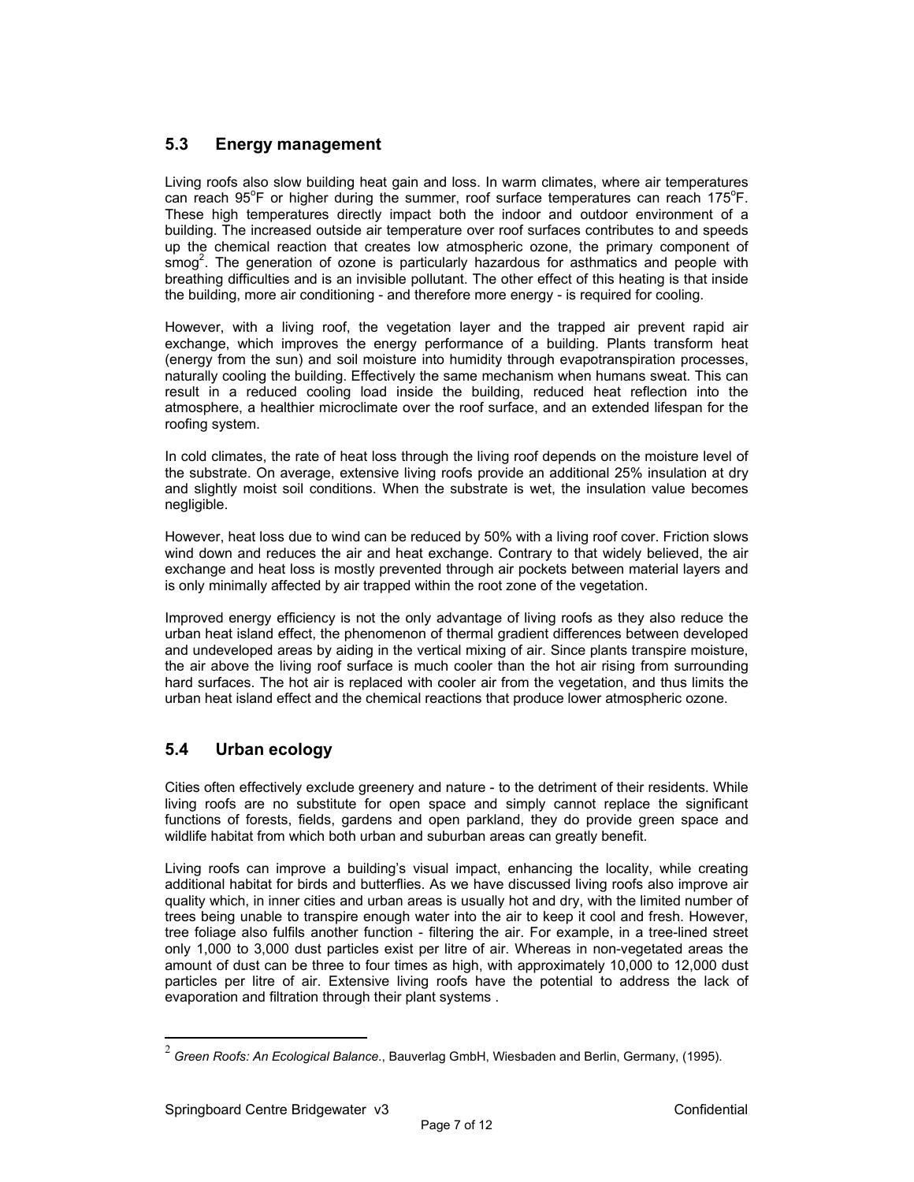## 5.3 Energy management

Living roofs also slow building heat gain and loss. In warm climates, where air temperatures can reach 95°F or higher during the summer, roof surface temperatures can reach 175°F. These high temperatures directly impact both the indoor and outdoor environment of a building. The increased outside air temperature over roof surfaces contributes to and speeds up the chemical reaction that creates low atmospheric ozone, the primary component of smog[2]. The generation of ozone is particularly hazardous for asthmatics and people with breathing difficulties and is an invisible pollutant. The other effect of this heating is that inside the building, more air conditioning - and therefore more energy - is required for cooling.

However, with a living roof, the vegetation layer and the trapped air prevent rapid air exchange, which improves the energy performance of a building. Plants transform heat (energy from the sun) and soil moisture into humidity through evapotranspiration processes, naturally cooling the building. Effectively the same mechanism when humans sweat. This can result in a reduced cooling load inside the building, reduced heat reflection into the atmosphere, a healthier microclimate over the roof surface, and an extended lifespan for the roofing system.

In cold climates, the rate of heat loss through the living roof depends on the moisture level of the substrate. On average, extensive living roofs provide an additional 25% insulation at dry and slightly moist soil conditions. When the substrate is wet, the insulation value becomes negligible.

However, heat loss due to wind can be reduced by 50% with a living roof cover. Friction slows wind down and reduces the air and heat exchange. Contrary to that widely believed, the air exchange and heat loss is mostly prevented through air pockets between material layers and is only minimally affected by air trapped within the root zone of the vegetation.

Improved energy efficiency is not the only advantage of living roofs as they also reduce the urban heat island effect, the phenomenon of thermal gradient differences between developed and undeveloped areas by aiding in the vertical mixing of air. Since plants transpire moisture, the air above the living roof surface is much cooler than the hot air rising from surrounding hard surfaces. The hot air is replaced with cooler air from the vegetation, and thus limits the urban heat island effect and the chemical reactions that produce lower atmospheric ozone.

## 5.4 Urban ecology

Cities often effectively exclude greenery and nature - to the detriment of their residents. While living roofs are no substitute for open space and simply cannot replace the significant functions of forests, fields, gardens and open parkland, they do provide green space and wildlife habitat from which both urban and suburban areas can greatly benefit.

Living roofs can improve a building's visual impact, enhancing the locality, while creating additional habitat for birds and butterflies. As we have discussed living roofs also improve air quality which, in inner cities and urban areas is usually hot and dry, with the limited number of trees being unable to transpire enough water into the air to keep it cool and fresh. However, tree foliage also fulfils another function - filtering the air. For example, in a tree-lined street only 1,000 to 3,000 dust particles exist per litre of air. Whereas in non-vegetated areas the amount of dust can be three to four times as high, with approximately 10,000 to 12,000 dust particles per litre of air. Extensive living roofs have the potential to address the lack of evaporation and filtration through their plant systems .

---

[2] *Green Roofs: An Ecological Balance*., Bauverlag GmbH, Wiesbaden and Berlin, Germany, (1995).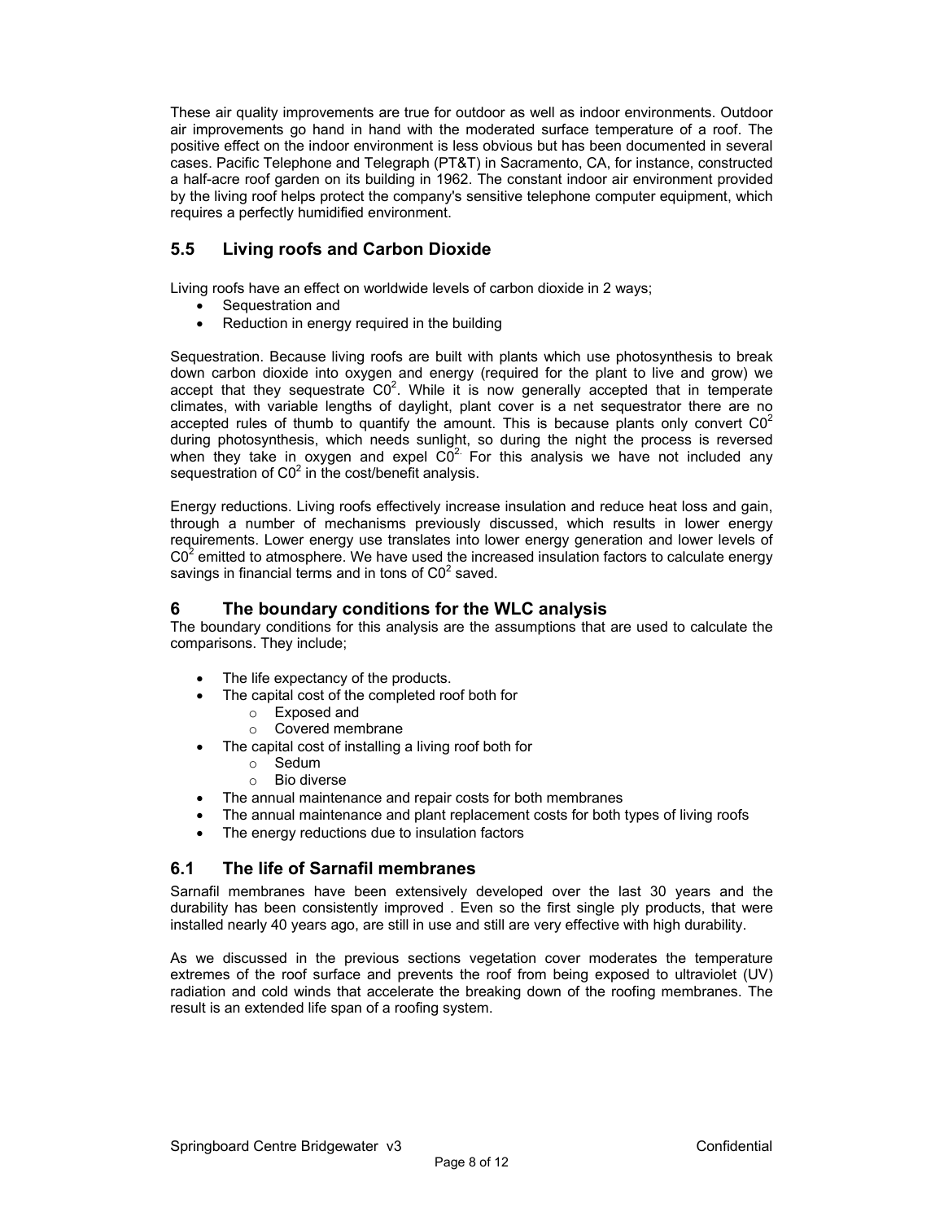These air quality improvements are true for outdoor as well as indoor environments. Outdoor air improvements go hand in hand with the moderated surface temperature of a roof. The positive effect on the indoor environment is less obvious but has been documented in several cases. Pacific Telephone and Telegraph (PT&T) in Sacramento, CA, for instance, constructed a half-acre roof garden on its building in 1962. The constant indoor air environment provided by the living roof helps protect the company's sensitive telephone computer equipment, which requires a perfectly humidified environment.

## 5.5 Living roofs and Carbon Dioxide

Living roofs have an effect on worldwide levels of carbon dioxide in 2 ways;

- Sequestration and
- Reduction in energy required in the building

Sequestration. Because living roofs are built with plants which use photosynthesis to break down carbon dioxide into oxygen and energy (required for the plant to live and grow) we accept that they sequestrate $C0^2$. While it is now generally accepted that in temperate climates, with variable lengths of daylight, plant cover is a net sequestrator there are no accepted rules of thumb to quantify the amount. This is because plants only convert $C0^2$ during photosynthesis, which needs sunlight, so during the night the process is reversed when they take in oxygen and expel $C0^2$. For this analysis we have not included any sequestration of $C0^2$ in the cost/benefit analysis.

Energy reductions. Living roofs effectively increase insulation and reduce heat loss and gain, through a number of mechanisms previously discussed, which results in lower energy requirements. Lower energy use translates into lower energy generation and lower levels of $C0^2$ emitted to atmosphere. We have used the increased insulation factors to calculate energy savings in financial terms and in tons of $C0^2$ saved.

# 6 The boundary conditions for the WLC analysis

The boundary conditions for this analysis are the assumptions that are used to calculate the comparisons. They include;

- The life expectancy of the products.
- The capital cost of the completed roof both for
  - Exposed and
  - Covered membrane
- The capital cost of installing a living roof both for
  - Sedum
  - Bio diverse
- The annual maintenance and repair costs for both membranes
- The annual maintenance and plant replacement costs for both types of living roofs
- The energy reductions due to insulation factors

## 6.1 The life of Sarnafil membranes

Sarnafil membranes have been extensively developed over the last 30 years and the durability has been consistently improved . Even so the first single ply products, that were installed nearly 40 years ago, are still in use and still are very effective with high durability.

As we discussed in the previous sections vegetation cover moderates the temperature extremes of the roof surface and prevents the roof from being exposed to ultraviolet (UV) radiation and cold winds that accelerate the breaking down of the roofing membranes. The result is an extended life span of a roofing system.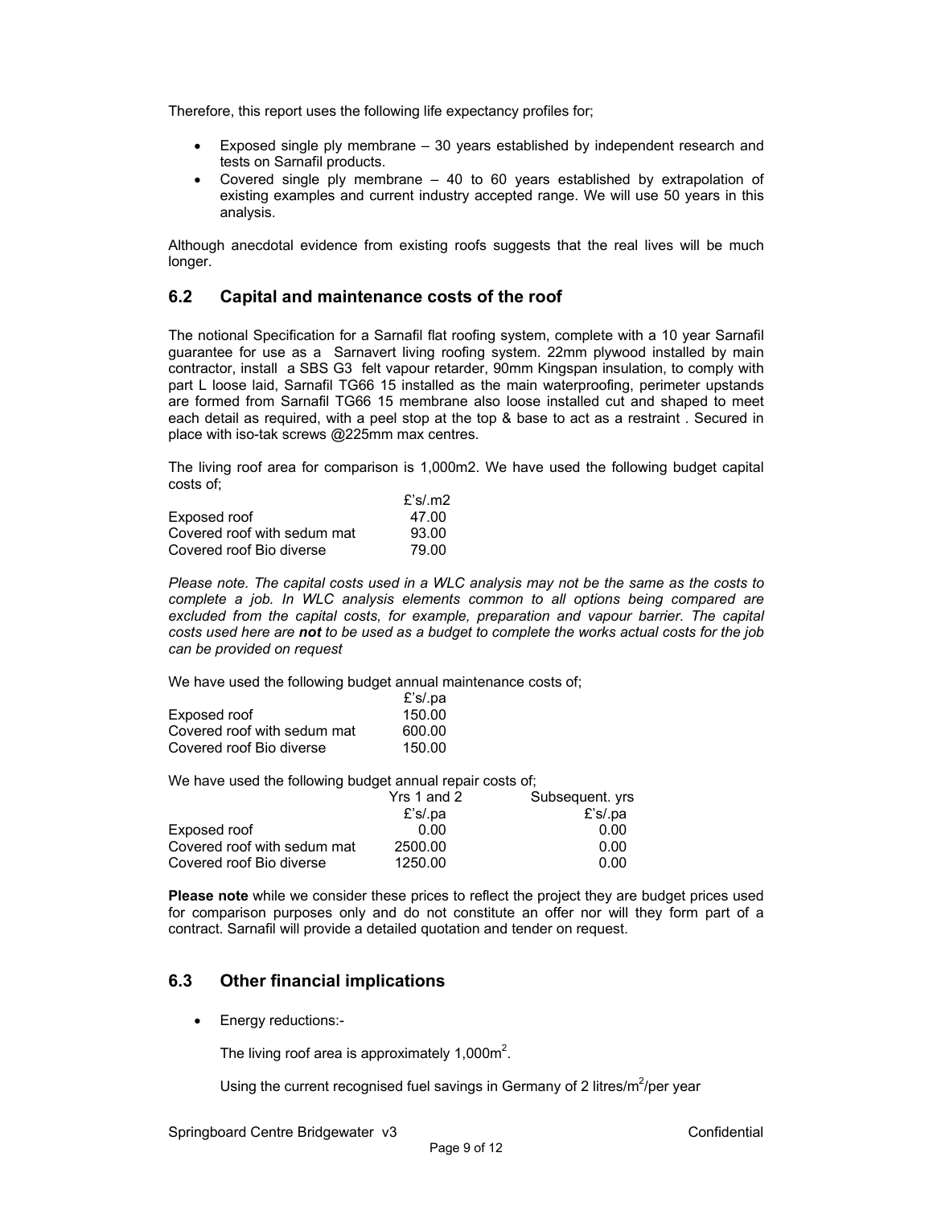Therefore, this report uses the following life expectancy profiles for;

- Exposed single ply membrane – 30 years established by independent research and tests on Sarnafil products.
- Covered single ply membrane – 40 to 60 years established by extrapolation of existing examples and current industry accepted range. We will use 50 years in this analysis.

Although anecdotal evidence from existing roofs suggests that the real lives will be much longer.

## 6.2 Capital and maintenance costs of the roof

The notional Specification for a Sarnafil flat roofing system, complete with a 10 year Sarnafil guarantee for use as a Sarnavert living roofing system. 22mm plywood installed by main contractor, install a SBS G3 felt vapour retarder, 90mm Kingspan insulation, to comply with part L loose laid, Sarnafil TG66 15 installed as the main waterproofing, perimeter upstands are formed from Sarnafil TG66 15 membrane also loose installed cut and shaped to meet each detail as required, with a peel stop at the top & base to act as a restraint . Secured in place with iso-tak screws @225mm max centres.

The living roof area for comparison is 1,000m2. We have used the following budget capital costs of;

| | £'s/.m2 |
|---|---|
| Exposed roof | 47.00 |
| Covered roof with sedum mat | 93.00 |
| Covered roof Bio diverse | 79.00 |

*Please note. The capital costs used in a WLC analysis may not be the same as the costs to complete a job. In WLC analysis elements common to all options being compared are excluded from the capital costs, for example, preparation and vapour barrier. The capital costs used here are **not** to be used as a budget to complete the works actual costs for the job can be provided on request*

We have used the following budget annual maintenance costs of;

| | £'s/.pa |
|---|---|
| Exposed roof | 150.00 |
| Covered roof with sedum mat | 600.00 |
| Covered roof Bio diverse | 150.00 |

We have used the following budget annual repair costs of;

| | Yrs 1 and 2 | Subsequent. yrs |
|---|---|---|
| | £'s/.pa | £'s/.pa |
| Exposed roof | 0.00 | 0.00 |
| Covered roof with sedum mat | 2500.00 | 0.00 |
| Covered roof Bio diverse | 1250.00 | 0.00 |

**Please note** while we consider these prices to reflect the project they are budget prices used for comparison purposes only and do not constitute an offer nor will they form part of a contract. Sarnafil will provide a detailed quotation and tender on request.

## 6.3 Other financial implications

- Energy reductions:-

  The living roof area is approximately 1,000m$^2$.

  Using the current recognised fuel savings in Germany of 2 litres/m$^2$/per year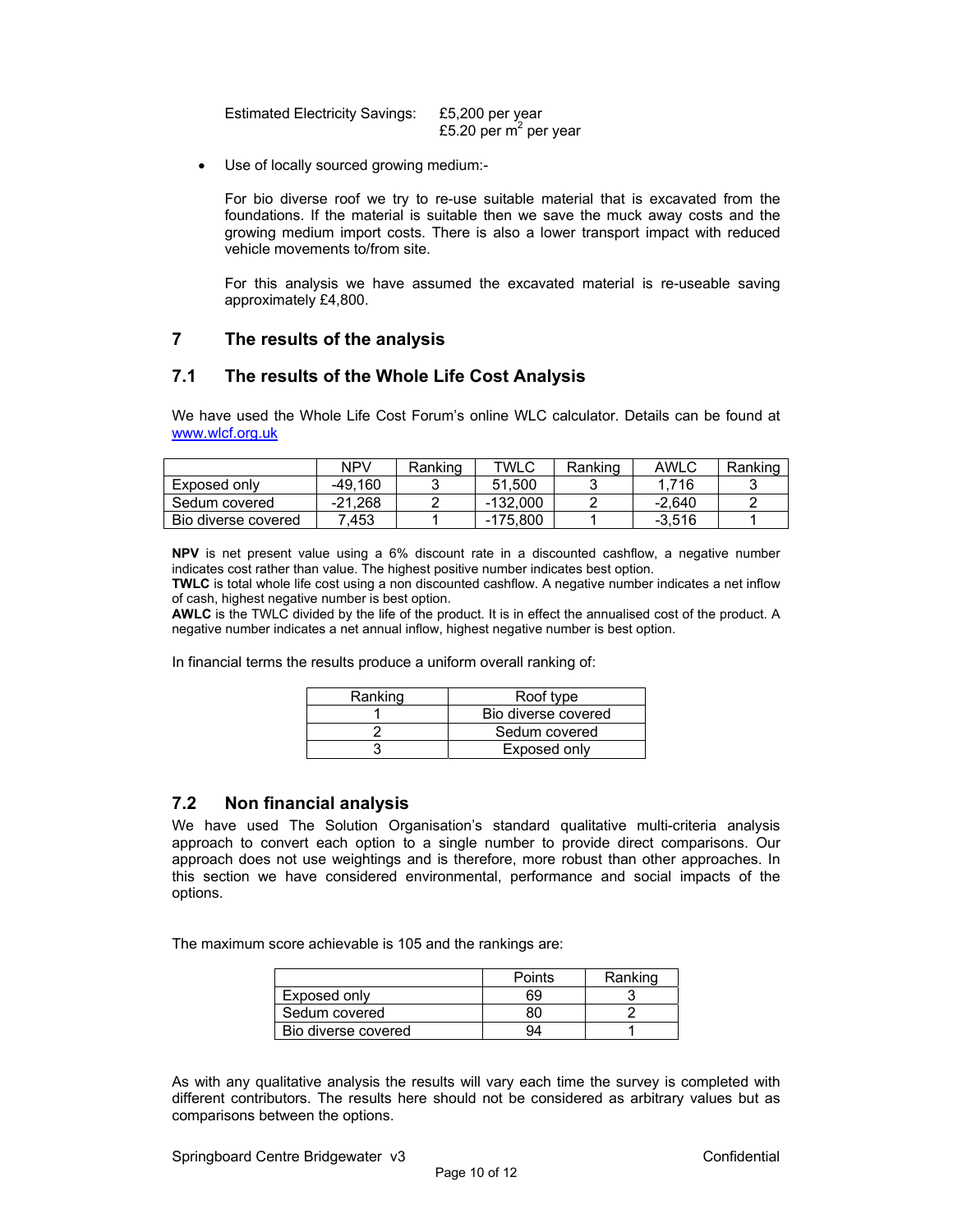Estimated Electricity Savings: £5,200 per year
£5.20 per $m^2$ per year

- Use of locally sourced growing medium:-

  For bio diverse roof we try to re-use suitable material that is excavated from the foundations. If the material is suitable then we save the muck away costs and the growing medium import costs. There is also a lower transport impact with reduced vehicle movements to/from site.

  For this analysis we have assumed the excavated material is re-useable saving approximately £4,800.

## 7 The results of the analysis

### 7.1 The results of the Whole Life Cost Analysis

We have used the Whole Life Cost Forum's online WLC calculator. Details can be found at [www.wlcf.org.uk](http://www.wlcf.org.uk)

| | NPV | Ranking | TWLC | Ranking | AWLC | Ranking |
|---|---|---|---|---|---|---|
| Exposed only | -49,160 | 3 | 51,500 | 3 | 1,716 | 3 |
| Sedum covered | -21,268 | 2 | -132,000 | 2 | -2,640 | 2 |
| Bio diverse covered | 7,453 | 1 | -175,800 | 1 | -3,516 | 1 |

**NPV** is net present value using a 6% discount rate in a discounted cashflow, a negative number indicates cost rather than value. The highest positive number indicates best option.
**TWLC** is total whole life cost using a non discounted cashflow. A negative number indicates a net inflow of cash, highest negative number is best option.
**AWLC** is the TWLC divided by the life of the product. It is in effect the annualised cost of the product. A negative number indicates a net annual inflow, highest negative number is best option.

In financial terms the results produce a uniform overall ranking of:

| Ranking | Roof type |
|---|---|
| 1 | Bio diverse covered |
| 2 | Sedum covered |
| 3 | Exposed only |

### 7.2 Non financial analysis

We have used The Solution Organisation's standard qualitative multi-criteria analysis approach to convert each option to a single number to provide direct comparisons. Our approach does not use weightings and is therefore, more robust than other approaches. In this section we have considered environmental, performance and social impacts of the options.

The maximum score achievable is 105 and the rankings are:

| | Points | Ranking |
|---|---|---|
| Exposed only | 69 | 3 |
| Sedum covered | 80 | 2 |
| Bio diverse covered | 94 | 1 |

As with any qualitative analysis the results will vary each time the survey is completed with different contributors. The results here should not be considered as arbitrary values but as comparisons between the options.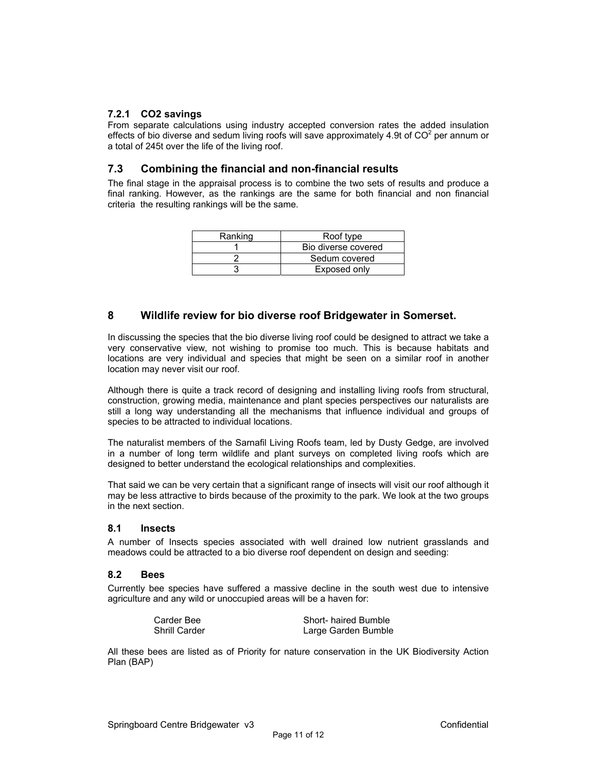### 7.2.1 CO2 savings

From separate calculations using industry accepted conversion rates the added insulation effects of bio diverse and sedum living roofs will save approximately 4.9t of $CO^2$ per annum or a total of 245t over the life of the living roof.

## 7.3 Combining the financial and non-financial results

The final stage in the appraisal process is to combine the two sets of results and produce a final ranking. However, as the rankings are the same for both financial and non financial criteria the resulting rankings will be the same.

| Ranking | Roof type |
|---|---|
| 1 | Bio diverse covered |
| 2 | Sedum covered |
| 3 | Exposed only |

# 8 Wildlife review for bio diverse roof Bridgewater in Somerset.

In discussing the species that the bio diverse living roof could be designed to attract we take a very conservative view, not wishing to promise too much. This is because habitats and locations are very individual and species that might be seen on a similar roof in another location may never visit our roof.

Although there is quite a track record of designing and installing living roofs from structural, construction, growing media, maintenance and plant species perspectives our naturalists are still a long way understanding all the mechanisms that influence individual and groups of species to be attracted to individual locations.

The naturalist members of the Sarnafil Living Roofs team, led by Dusty Gedge, are involved in a number of long term wildlife and plant surveys on completed living roofs which are designed to better understand the ecological relationships and complexities.

That said we can be very certain that a significant range of insects will visit our roof although it may be less attractive to birds because of the proximity to the park. We look at the two groups in the next section.

## 8.1 Insects

A number of Insects species associated with well drained low nutrient grasslands and meadows could be attracted to a bio diverse roof dependent on design and seeding:

## 8.2 Bees

Currently bee species have suffered a massive decline in the south west due to intensive agriculture and any wild or unoccupied areas will be a haven for:

| | |
|---|---|
| Carder Bee | Short- haired Bumble |
| Shrill Carder | Large Garden Bumble |

All these bees are listed as of Priority for nature conservation in the UK Biodiversity Action Plan (BAP)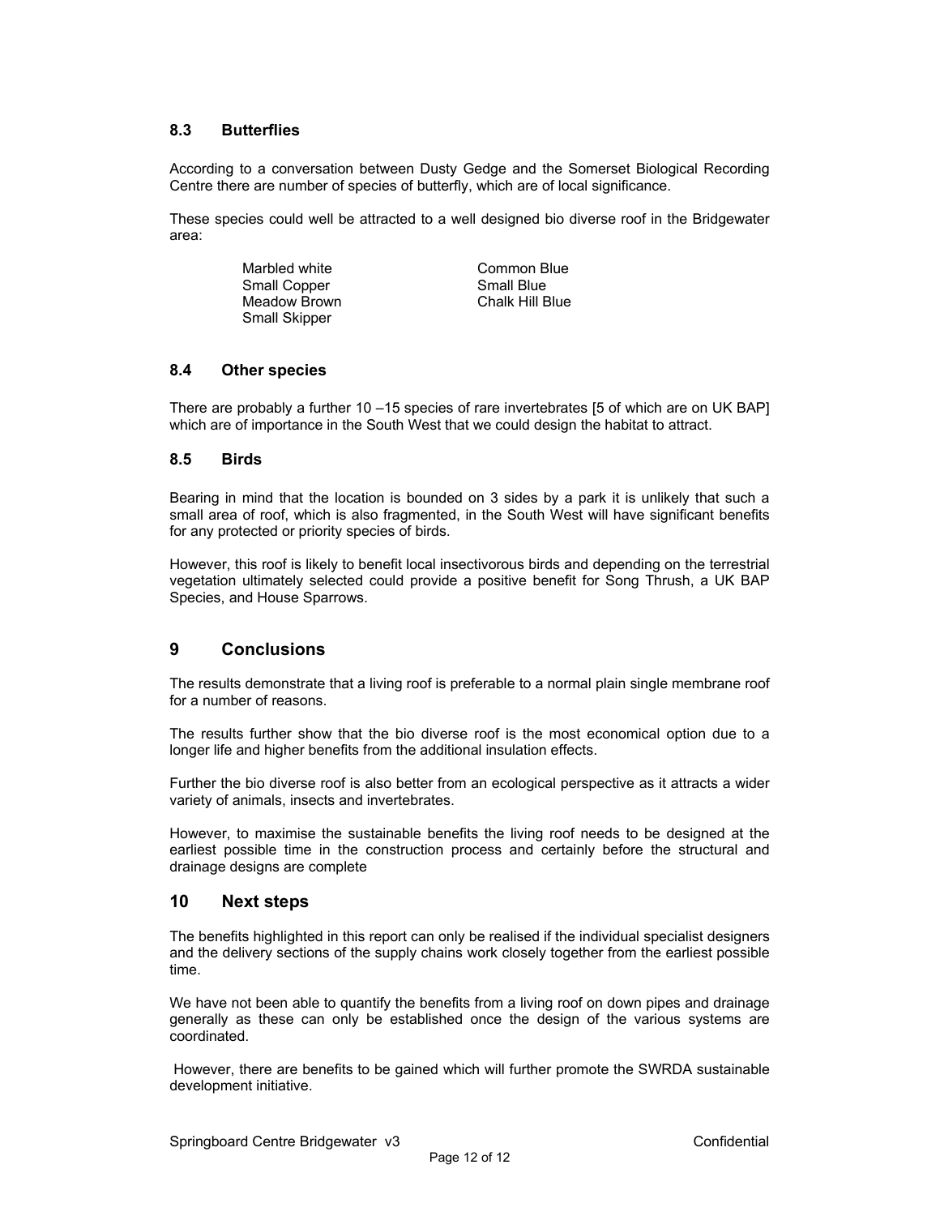### 8.3 Butterflies

According to a conversation between Dusty Gedge and the Somerset Biological Recording Centre there are number of species of butterfly, which are of local significance.

These species could well be attracted to a well designed bio diverse roof in the Bridgewater area:

- Marbled white
- Small Copper
- Meadow Brown
- Small Skipper
- Common Blue
- Small Blue
- Chalk Hill Blue

### 8.4 Other species

There are probably a further 10 –15 species of rare invertebrates [5 of which are on UK BAP] which are of importance in the South West that we could design the habitat to attract.

### 8.5 Birds

Bearing in mind that the location is bounded on 3 sides by a park it is unlikely that such a small area of roof, which is also fragmented, in the South West will have significant benefits for any protected or priority species of birds.

However, this roof is likely to benefit local insectivorous birds and depending on the terrestrial vegetation ultimately selected could provide a positive benefit for Song Thrush, a UK BAP Species, and House Sparrows.

## 9 Conclusions

The results demonstrate that a living roof is preferable to a normal plain single membrane roof for a number of reasons.

The results further show that the bio diverse roof is the most economical option due to a longer life and higher benefits from the additional insulation effects.

Further the bio diverse roof is also better from an ecological perspective as it attracts a wider variety of animals, insects and invertebrates.

However, to maximise the sustainable benefits the living roof needs to be designed at the earliest possible time in the construction process and certainly before the structural and drainage designs are complete

## 10 Next steps

The benefits highlighted in this report can only be realised if the individual specialist designers and the delivery sections of the supply chains work closely together from the earliest possible time.

We have not been able to quantify the benefits from a living roof on down pipes and drainage generally as these can only be established once the design of the various systems are coordinated.

However, there are benefits to be gained which will further promote the SWRDA sustainable development initiative.